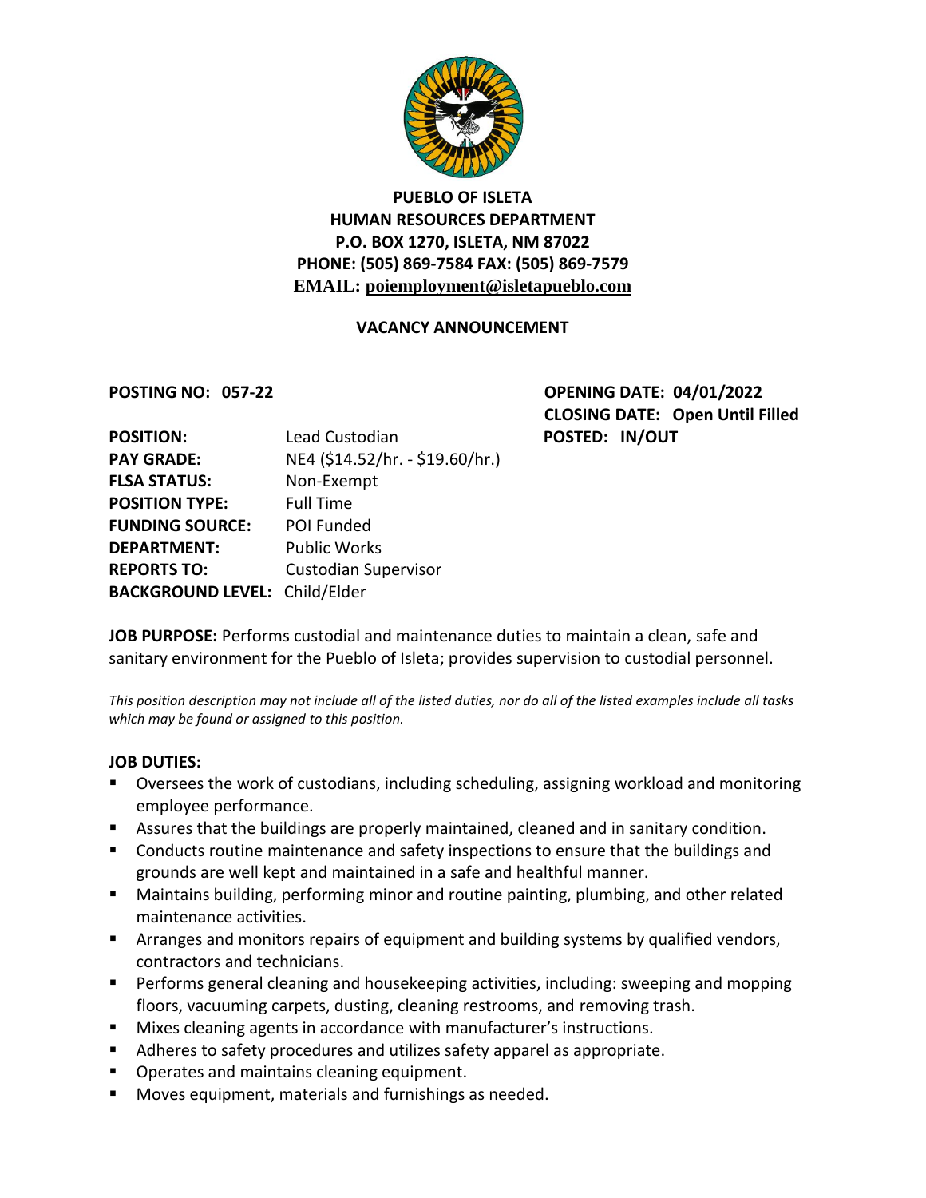**PUEBLO OF ISLETA**
**HUMAN RESOURCES DEPARTMENT**
**P.O. BOX 1270, ISLETA, NM 87022**
**PHONE: (505) 869-7584 FAX: (505) 869-7579**
**EMAIL: poiemployment@isletapueblo.com**

## VACANCY ANNOUNCEMENT

**POSTING NO: 057-22**

**OPENING DATE: 04/01/2022**
**CLOSING DATE: Open Until Filled**
**POSTED: IN/OUT**

**POSITION:** Lead Custodian
**PAY GRADE:** NE4 ($14.52/hr. - $19.60/hr.)
**FLSA STATUS:** Non-Exempt
**POSITION TYPE:** Full Time
**FUNDING SOURCE:** POI Funded
**DEPARTMENT:** Public Works
**REPORTS TO:** Custodian Supervisor
**BACKGROUND LEVEL:** Child/Elder

**JOB PURPOSE:** Performs custodial and maintenance duties to maintain a clean, safe and sanitary environment for the Pueblo of Isleta; provides supervision to custodial personnel.

*This position description may not include all of the listed duties, nor do all of the listed examples include all tasks which may be found or assigned to this position.*

**JOB DUTIES:**

- Oversees the work of custodians, including scheduling, assigning workload and monitoring employee performance.
- Assures that the buildings are properly maintained, cleaned and in sanitary condition.
- Conducts routine maintenance and safety inspections to ensure that the buildings and grounds are well kept and maintained in a safe and healthful manner.
- Maintains building, performing minor and routine painting, plumbing, and other related maintenance activities.
- Arranges and monitors repairs of equipment and building systems by qualified vendors, contractors and technicians.
- Performs general cleaning and housekeeping activities, including: sweeping and mopping floors, vacuuming carpets, dusting, cleaning restrooms, and removing trash.
- Mixes cleaning agents in accordance with manufacturer's instructions.
- Adheres to safety procedures and utilizes safety apparel as appropriate.
- Operates and maintains cleaning equipment.
- Moves equipment, materials and furnishings as needed.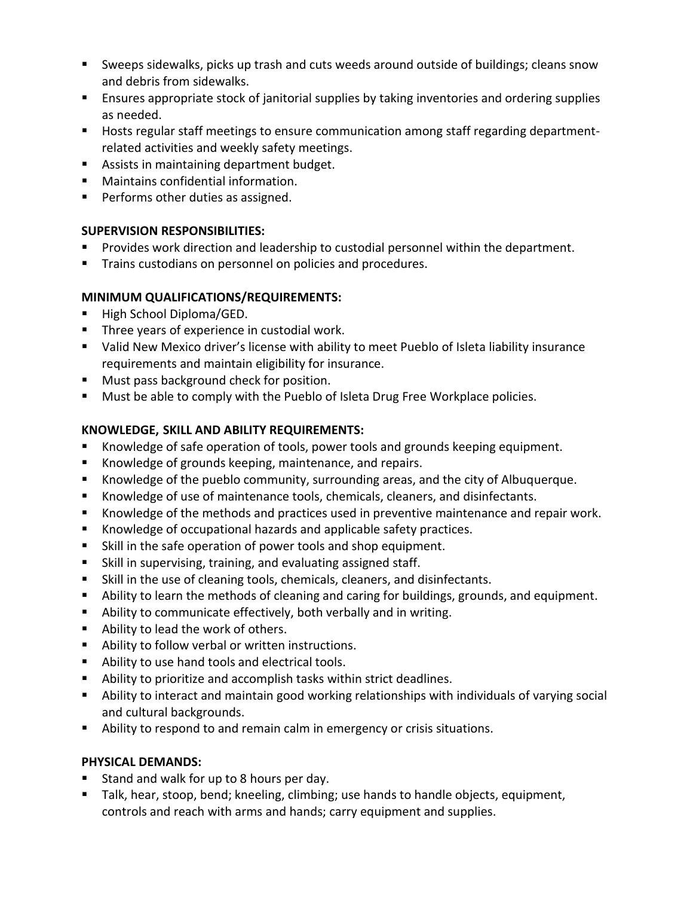- Sweeps sidewalks, picks up trash and cuts weeds around outside of buildings; cleans snow and debris from sidewalks.
- Ensures appropriate stock of janitorial supplies by taking inventories and ordering supplies as needed.
- Hosts regular staff meetings to ensure communication among staff regarding department-related activities and weekly safety meetings.
- Assists in maintaining department budget.
- Maintains confidential information.
- Performs other duties as assigned.

**SUPERVISION RESPONSIBILITIES:**

- Provides work direction and leadership to custodial personnel within the department.
- Trains custodians on personnel on policies and procedures.

**MINIMUM QUALIFICATIONS/REQUIREMENTS:**

- High School Diploma/GED.
- Three years of experience in custodial work.
- Valid New Mexico driver's license with ability to meet Pueblo of Isleta liability insurance requirements and maintain eligibility for insurance.
- Must pass background check for position.
- Must be able to comply with the Pueblo of Isleta Drug Free Workplace policies.

**KNOWLEDGE, SKILL AND ABILITY REQUIREMENTS:**

- Knowledge of safe operation of tools, power tools and grounds keeping equipment.
- Knowledge of grounds keeping, maintenance, and repairs.
- Knowledge of the pueblo community, surrounding areas, and the city of Albuquerque.
- Knowledge of use of maintenance tools, chemicals, cleaners, and disinfectants.
- Knowledge of the methods and practices used in preventive maintenance and repair work.
- Knowledge of occupational hazards and applicable safety practices.
- Skill in the safe operation of power tools and shop equipment.
- Skill in supervising, training, and evaluating assigned staff.
- Skill in the use of cleaning tools, chemicals, cleaners, and disinfectants.
- Ability to learn the methods of cleaning and caring for buildings, grounds, and equipment.
- Ability to communicate effectively, both verbally and in writing.
- Ability to lead the work of others.
- Ability to follow verbal or written instructions.
- Ability to use hand tools and electrical tools.
- Ability to prioritize and accomplish tasks within strict deadlines.
- Ability to interact and maintain good working relationships with individuals of varying social and cultural backgrounds.
- Ability to respond to and remain calm in emergency or crisis situations.

**PHYSICAL DEMANDS:**

- Stand and walk for up to 8 hours per day.
- Talk, hear, stoop, bend; kneeling, climbing; use hands to handle objects, equipment, controls and reach with arms and hands; carry equipment and supplies.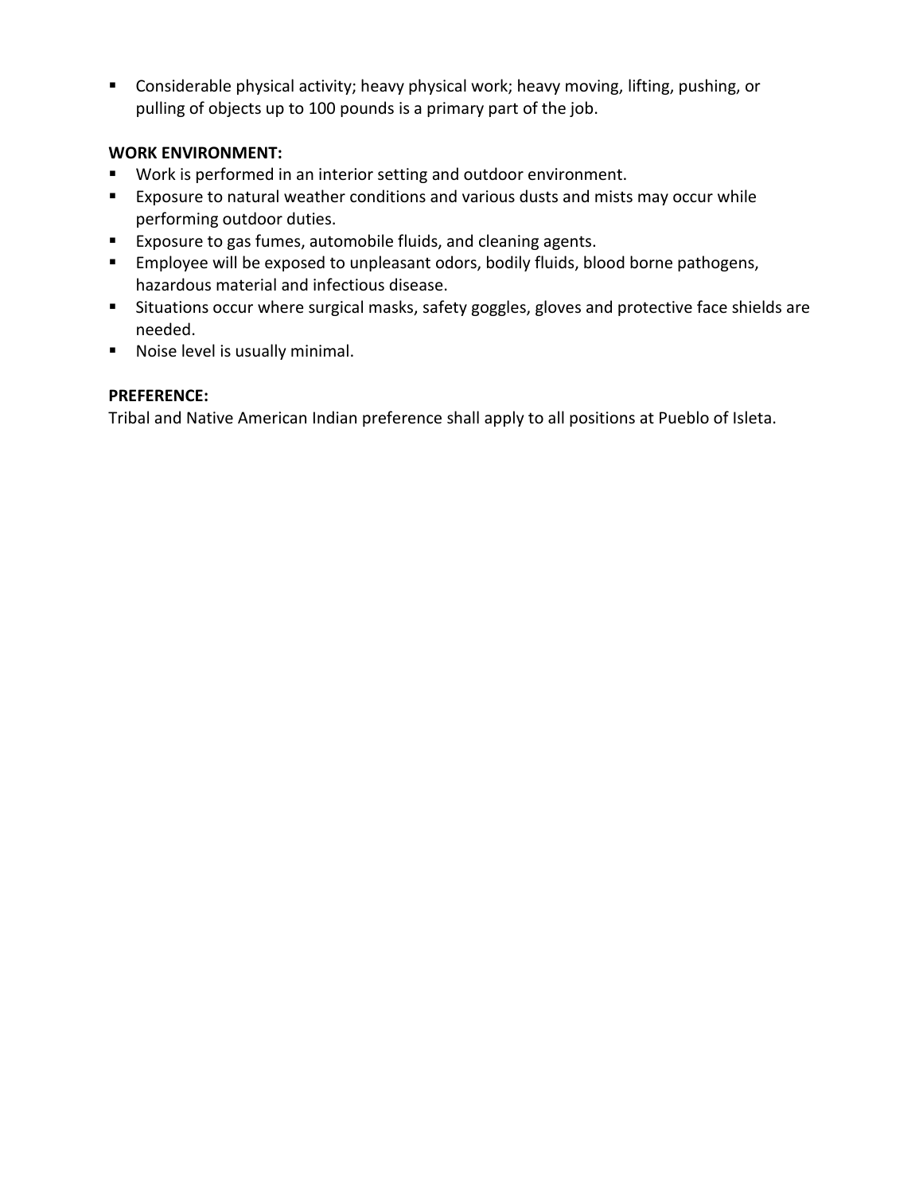- Considerable physical activity; heavy physical work; heavy moving, lifting, pushing, or pulling of objects up to 100 pounds is a primary part of the job.

**WORK ENVIRONMENT:**

- Work is performed in an interior setting and outdoor environment.
- Exposure to natural weather conditions and various dusts and mists may occur while performing outdoor duties.
- Exposure to gas fumes, automobile fluids, and cleaning agents.
- Employee will be exposed to unpleasant odors, bodily fluids, blood borne pathogens, hazardous material and infectious disease.
- Situations occur where surgical masks, safety goggles, gloves and protective face shields are needed.
- Noise level is usually minimal.

**PREFERENCE:**

Tribal and Native American Indian preference shall apply to all positions at Pueblo of Isleta.